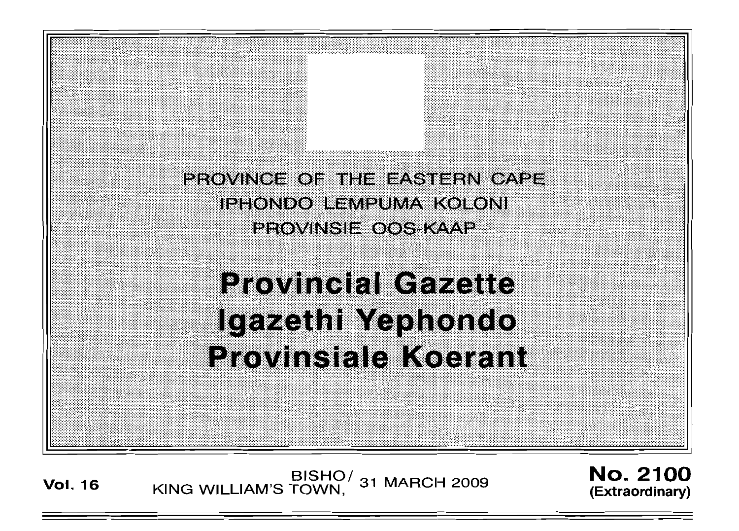PROVINCE OF THE EASTERN CAPE

IPHONDO LEMPUMA KOLONI

PROVINSIE OOS-KAAP

# Provincial Gazette
# Igazethi Yephondo
# Provinsiale Koerant

**Vol. 16** BISHO/ KING WILLIAM'S TOWN, 31 MARCH 2009 **No. 2100 (Extraordinary)**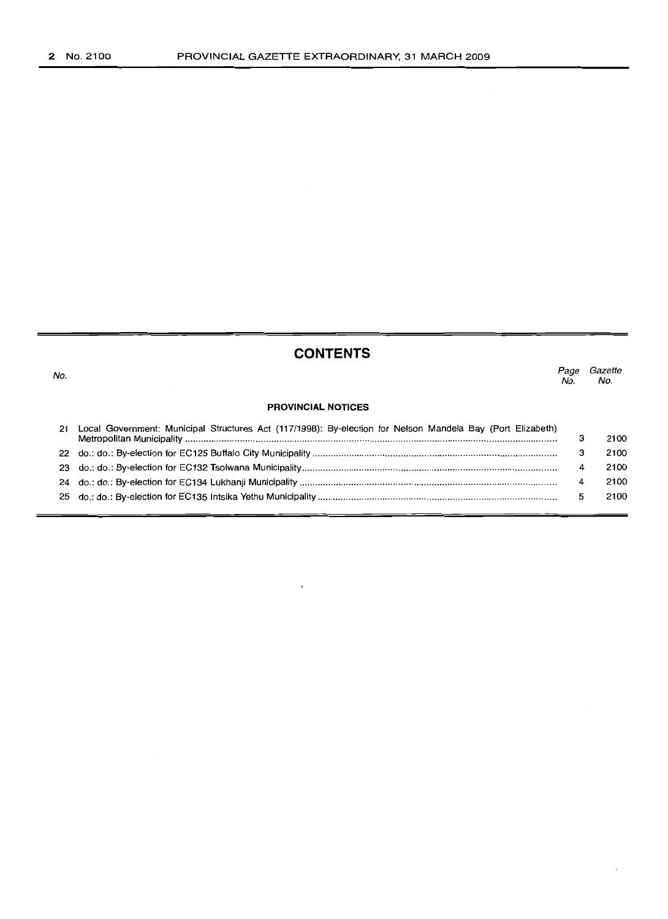## CONTENTS

| No. | | Page No. | Gazette No. |
|---|---|---|---|
| | **PROVINCIAL NOTICES** | | |
| 21 | Local Government: Municipal Structures Act (117/1998): By-election for Nelson Mandela Bay (Port Elizabeth) Metropolitan Municipality | 3 | 2100 |
| 22 | do.: do.: By-election for EC125 Buffalo City Municipality | 3 | 2100 |
| 23 | do.: do.: By-election for EC132 Tsolwana Municipality | 4 | 2100 |
| 24 | do.: do.: By-election for EC134 Lukhanji Municipality | 4 | 2100 |
| 25 | do.: do.: By-election for EC135 Intsika Yethu Municipality | 5 | 2100 |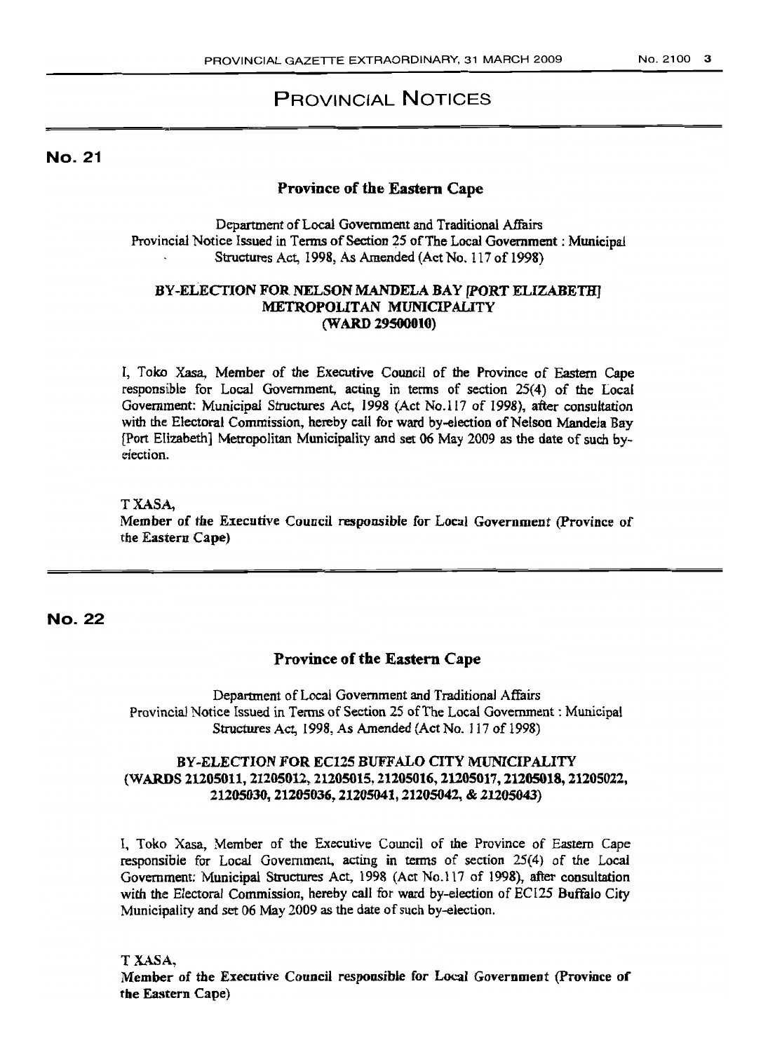# PROVINCIAL NOTICES

## No. 21

### Province of the Eastern Cape

Department of Local Government and Traditional Affairs
Provincial Notice Issued in Terms of Section 25 of The Local Government : Municipal Structures Act, 1998, As Amended (Act No. 117 of 1998)

**BY-ELECTION FOR NELSON MANDELA BAY [PORT ELIZABETH] METROPOLITAN MUNICIPALITY (WARD 29500010)**

I, Toko Xasa, Member of the Executive Council of the Province of Eastern Cape responsible for Local Government, acting in terms of section 25(4) of the Local Government: Municipal Structures Act, 1998 (Act No.117 of 1998), after consultation with the Electoral Commission, hereby call for ward by-election of Nelson Mandela Bay [Port Elizabeth] Metropolitan Municipality and set 06 May 2009 as the date of such by-election.

T XASA,
**Member of the Executive Council responsible for Local Government (Province of the Eastern Cape)**

## No. 22

### Province of the Eastern Cape

Department of Local Government and Traditional Affairs
Provincial Notice Issued in Terms of Section 25 of The Local Government : Municipal Structures Act, 1998, As Amended (Act No. 117 of 1998)

**BY-ELECTION FOR EC125 BUFFALO CITY MUNICIPALITY (WARDS 21205011, 21205012, 21205015, 21205016, 21205017, 21205018, 21205022, 21205030, 21205036, 21205041, 21205042, & 21205043)**

I, Toko Xasa, Member of the Executive Council of the Province of Eastern Cape responsible for Local Government, acting in terms of section 25(4) of the Local Government: Municipal Structures Act, 1998 (Act No.117 of 1998), after consultation with the Electoral Commission, hereby call for ward by-election of EC125 Buffalo City Municipality and set 06 May 2009 as the date of such by-election.

T XASA,
**Member of the Executive Council responsible for Local Government (Province of the Eastern Cape)**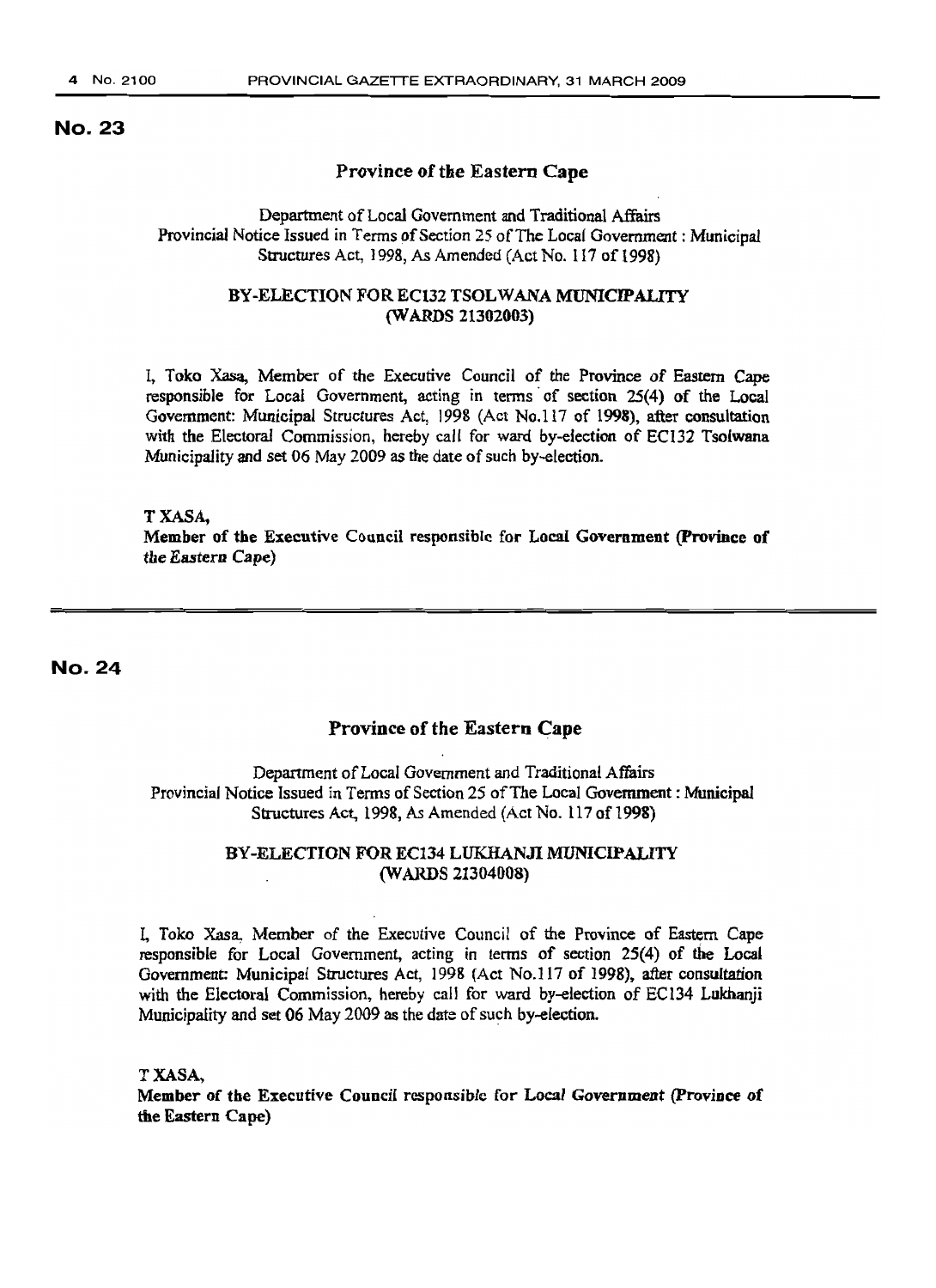## No. 23

### Province of the Eastern Cape

Department of Local Government and Traditional Affairs
Provincial Notice Issued in Terms of Section 25 of The Local Government : Municipal Structures Act, 1998, As Amended (Act No. 117 of 1998)

**BY-ELECTION FOR EC132 TSOLWANA MUNICIPALITY (WARDS 21302003)**

I, Toko Xasa, Member of the Executive Council of the Province of Eastern Cape responsible for Local Government, acting in terms of section 25(4) of the Local Government: Municipal Structures Act, 1998 (Act No.117 of 1998), after consultation with the Electoral Commission, hereby call for ward by-election of EC132 Tsolwana Municipality and set 06 May 2009 as the date of such by-election.

**T XASA,**
**Member of the Executive Council responsible for Local Government (Province of the Eastern Cape)**

---

## No. 24

### Province of the Eastern Cape

Department of Local Government and Traditional Affairs
Provincial Notice Issued in Terms of Section 25 of The Local Government : Municipal Structures Act, 1998, As Amended (Act No. 117 of 1998)

**BY-ELECTION FOR EC134 LUKHANJI MUNICIPALITY (WARDS 21304008)**

I, Toko Xasa, Member of the Executive Council of the Province of Eastern Cape responsible for Local Government, acting in terms of section 25(4) of the Local Government: Municipal Structures Act, 1998 (Act No.117 of 1998), after consultation with the Electoral Commission, hereby call for ward by-election of EC134 Lukhanji Municipality and set 06 May 2009 as the date of such by-election.

**T XASA,**
**Member of the Executive Council responsible for Local Government (Province of the Eastern Cape)**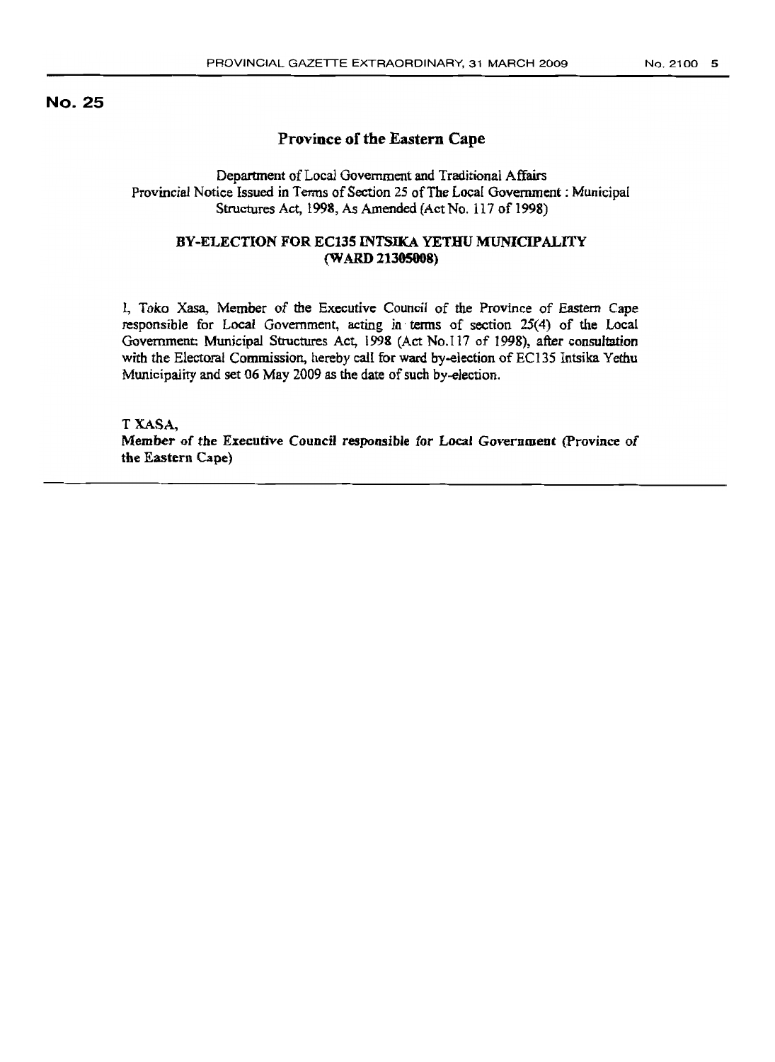**No. 25**

## Province of the Eastern Cape

Department of Local Government and Traditional Affairs
Provincial Notice Issued in Terms of Section 25 of The Local Government : Municipal Structures Act, 1998, As Amended (Act No. 117 of 1998)

### BY-ELECTION FOR EC135 INTSIKA YETHU MUNICIPALITY (WARD 21305008)

I, Toko Xasa, Member of the Executive Council of the Province of Eastern Cape responsible for Local Government, acting in terms of section 25(4) of the Local Government: Municipal Structures Act, 1998 (Act No.117 of 1998), after consultation with the Electoral Commission, hereby call for ward by-election of EC135 Intsika Yethu Municipality and set 06 May 2009 as the date of such by-election.

T XASA,
**Member of the Executive Council responsible for Local Government (Province of the Eastern Cape)**